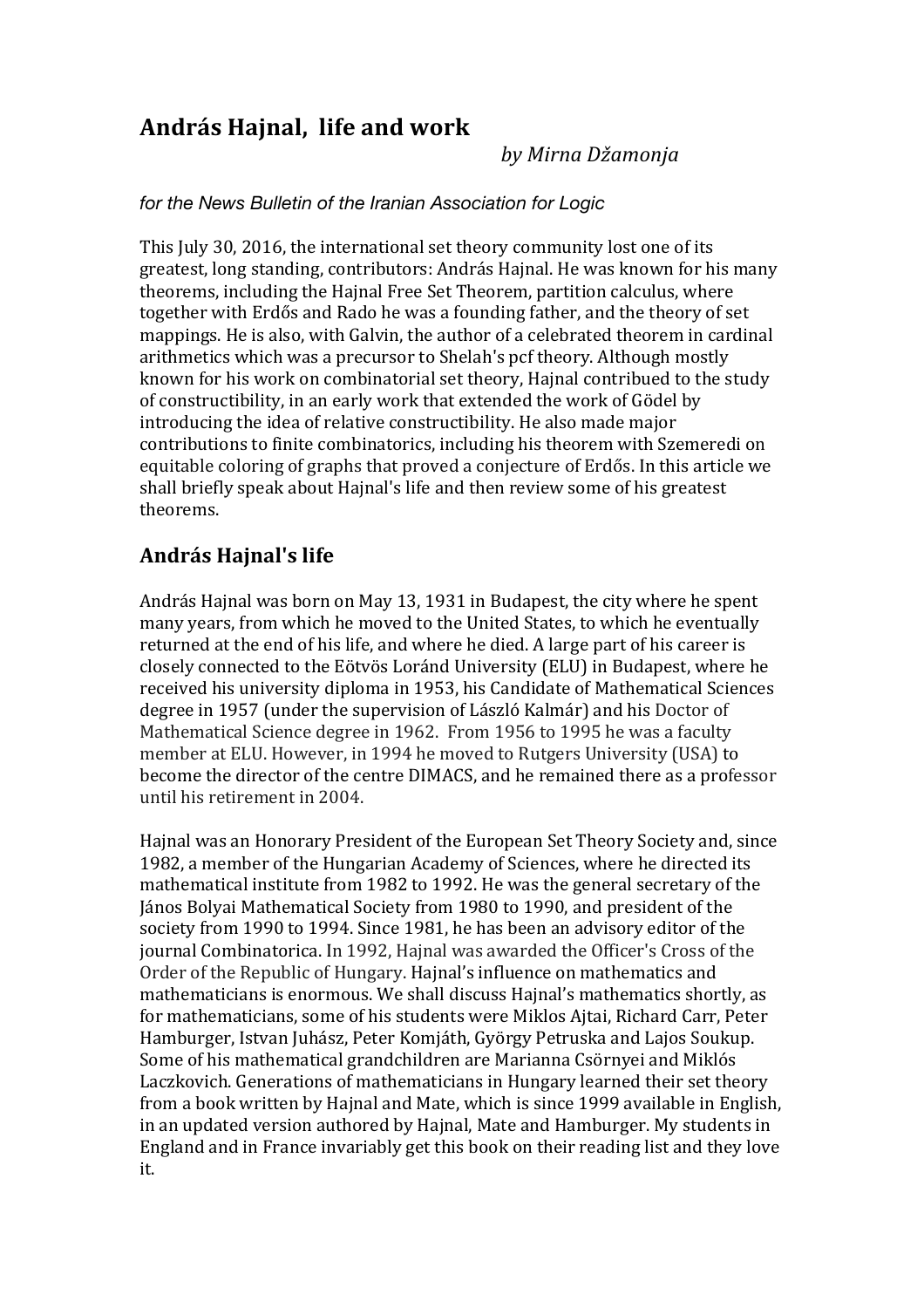# András Hajnal, life and work

*by Mirna Džamonja*

*for the News Bulletin of the Iranian Association for Logic*

This July 30, 2016, the international set theory community lost one of its greatest, long standing, contributors: András Hajnal. He was known for his many theorems, including the Hajnal Free Set Theorem, partition calculus, where together with Erdős and Rado he was a founding father, and the theory of set mappings. He is also, with Galvin, the author of a celebrated theorem in cardinal arithmetics which was a precursor to Shelah's pcf theory. Although mostly known for his work on combinatorial set theory, Hajnal contribued to the study of constructibility, in an early work that extended the work of Gödel by introducing the idea of relative constructibility. He also made major contributions to finite combinatorics, including his theorem with Szemeredi on equitable coloring of graphs that proved a conjecture of Erdős. In this article we shall briefly speak about Hajnal's life and then review some of his greatest theorems.

## András Hajnal's life

András Hajnal was born on May 13, 1931 in Budapest, the city where he spent many years, from which he moved to the United States, to which he eventually returned at the end of his life, and where he died. A large part of his career is closely connected to the Eötvös Loránd University (ELU) in Budapest, where he received his university diploma in 1953, his Candidate of Mathematical Sciences degree in 1957 (under the supervision of László Kalmár) and his Doctor of Mathematical Science degree in 1962. From 1956 to 1995 he was a faculty member at ELU. However, in 1994 he moved to Rutgers University (USA) to become the director of the centre DIMACS, and he remained there as a professor until his retirement in 2004.

Hajnal was an Honorary President of the European Set Theory Society and, since 1982, a member of the Hungarian Academy of Sciences, where he directed its mathematical institute from 1982 to 1992. He was the general secretary of the János Bolyai Mathematical Society from 1980 to 1990, and president of the society from 1990 to 1994. Since 1981, he has been an advisory editor of the journal Combinatorica. In 1992, Hajnal was awarded the Officer's Cross of the Order of the Republic of Hungary. Hajnal's influence on mathematics and mathematicians is enormous. We shall discuss Hajnal's mathematics shortly, as for mathematicians, some of his students were Miklos Ajtai, Richard Carr, Peter Hamburger, Istvan Juhász, Peter Komjáth, György Petruska and Lajos Soukup. Some of his mathematical grandchildren are Marianna Csörnyei and Miklós Laczkovich. Generations of mathematicians in Hungary learned their set theory from a book written by Hajnal and Mate, which is since 1999 available in English, in an updated version authored by Hajnal, Mate and Hamburger. My students in England and in France invariably get this book on their reading list and they love it.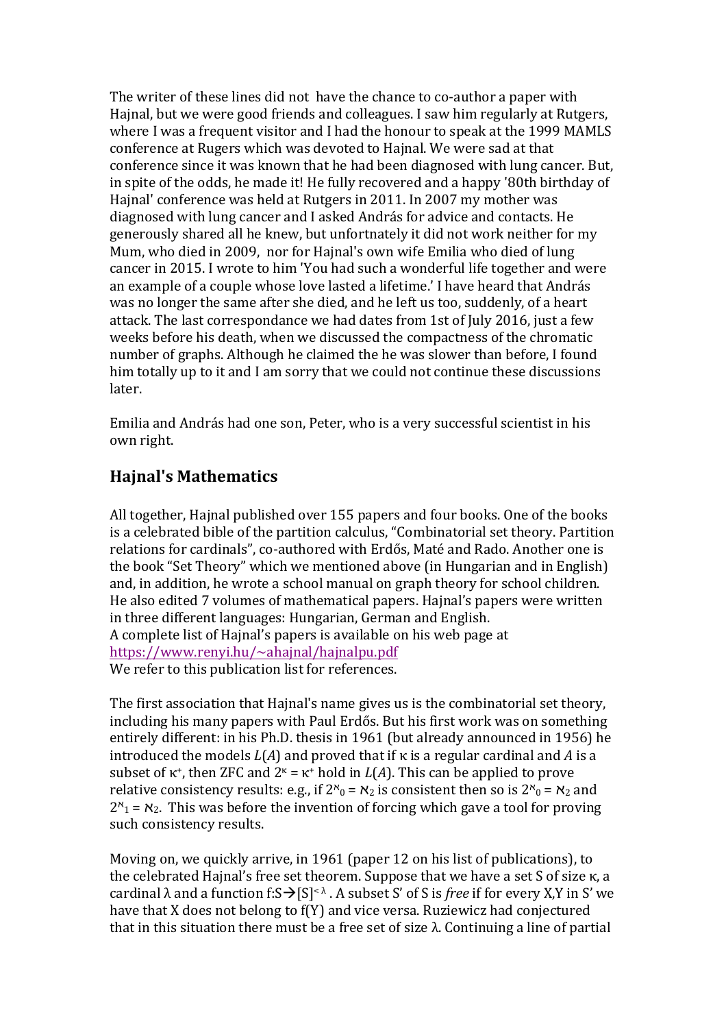The writer of these lines did not have the chance to co-author a paper with Hajnal, but we were good friends and colleagues. I saw him regularly at Rutgers, where I was a frequent visitor and I had the honour to speak at the 1999 MAMLS conference at Rugers which was devoted to Hajnal. We were sad at that conference since it was known that he had been diagnosed with lung cancer. But, in spite of the odds, he made it! He fully recovered and a happy '80th birthday of Hajnal' conference was held at Rutgers in 2011. In 2007 my mother was diagnosed with lung cancer and I asked András for advice and contacts. He generously shared all he knew, but unfortnately it did not work neither for my Mum, who died in 2009, nor for Hajnal's own wife Emilia who died of lung cancer in 2015. I wrote to him 'You had such a wonderful life together and were an example of a couple whose love lasted a lifetime.' I have heard that András was no longer the same after she died, and he left us too, suddenly, of a heart attack. The last correspondance we had dates from 1st of July 2016, just a few weeks before his death, when we discussed the compactness of the chromatic number of graphs. Although he claimed the he was slower than before, I found him totally up to it and I am sorry that we could not continue these discussions later.

Emilia and András had one son, Peter, who is a very successful scientist in his own right.

## Hajnal's Mathematics

All together, Hajnal published over 155 papers and four books. One of the books is a celebrated bible of the partition calculus, "Combinatorial set theory. Partition relations for cardinals", co-authored with Erdős, Maté and Rado. Another one is the book "Set Theory" which we mentioned above (in Hungarian and in English) and, in addition, he wrote a school manual on graph theory for school children. He also edited 7 volumes of mathematical papers. Hajnal's papers were written in three different languages: Hungarian, German and English.
A complete list of Hajnal's papers is available on his web page at https://www.renyi.hu/~ahajnal/hajnalpu.pdf
We refer to this publication list for references.

The first association that Hajnal's name gives us is the combinatorial set theory, including his many papers with Paul Erdős. But his first work was on something entirely different: in his Ph.D. thesis in 1961 (but already announced in 1956) he introduced the models $L(A)$ and proved that if $\kappa$ is a regular cardinal and $A$ is a subset of $\kappa^+$, then ZFC and $2^\kappa = \kappa^+$ hold in $L(A)$. This can be applied to prove relative consistency results: e.g., if $2^{\aleph_0} = \aleph_2$ is consistent then so is $2^{\aleph_0} = \aleph_2$ and $2^{\aleph_1} = \aleph_2$. This was before the invention of forcing which gave a tool for proving such consistency results.

Moving on, we quickly arrive, in 1961 (paper 12 on his list of publications), to the celebrated Hajnal's free set theorem. Suppose that we have a set S of size $\kappa$, a cardinal $\lambda$ and a function $f: S \rightarrow [S]^{<\lambda}$. A subset S' of S is *free* if for every X,Y in S' we have that X does not belong to f(Y) and vice versa. Ruziewicz had conjectured that in this situation there must be a free set of size $\lambda$. Continuing a line of partial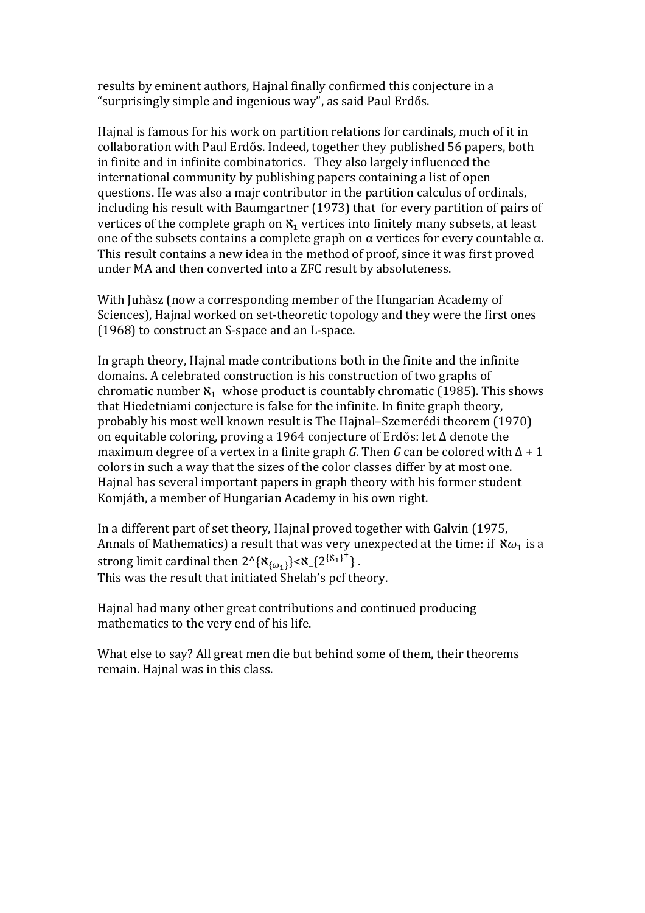results by eminent authors, Hajnal finally confirmed this conjecture in a "surprisingly simple and ingenious way", as said Paul Erdős.

Hajnal is famous for his work on partition relations for cardinals, much of it in collaboration with Paul Erdős. Indeed, together they published 56 papers, both in finite and in infinite combinatorics. They also largely influenced the international community by publishing papers containing a list of open questions. He was also a majr contributor in the partition calculus of ordinals, including his result with Baumgartner (1973) that for every partition of pairs of vertices of the complete graph on $\aleph_1$ vertices into finitely many subsets, at least one of the subsets contains a complete graph on α vertices for every countable α. This result contains a new idea in the method of proof, since it was first proved under MA and then converted into a ZFC result by absoluteness.

With Juhàsz (now a corresponding member of the Hungarian Academy of Sciences), Hajnal worked on set-theoretic topology and they were the first ones (1968) to construct an S-space and an L-space.

In graph theory, Hajnal made contributions both in the finite and the infinite domains. A celebrated construction is his construction of two graphs of chromatic number $\aleph_1$ whose product is countably chromatic (1985). This shows that Hiedetniami conjecture is false for the infinite. In finite graph theory, probably his most well known result is The Hajnal–Szemerédi theorem (1970) on equitable coloring, proving a 1964 conjecture of Erdős: let Δ denote the maximum degree of a vertex in a finite graph *G*. Then *G* can be colored with Δ + 1 colors in such a way that the sizes of the color classes differ by at most one. Hajnal has several important papers in graph theory with his former student Komjáth, a member of Hungarian Academy in his own right.

In a different part of set theory, Hajnal proved together with Galvin (1975, Annals of Mathematics) a result that was very unexpected at the time: if $\aleph\omega_1$ is a strong limit cardinal then $2^{\aleph_{\omega_1}} < \aleph_{(2^{\aleph_1})^+}$.
This was the result that initiated Shelah's pcf theory.

Hajnal had many other great contributions and continued producing mathematics to the very end of his life.

What else to say? All great men die but behind some of them, their theorems remain. Hajnal was in this class.